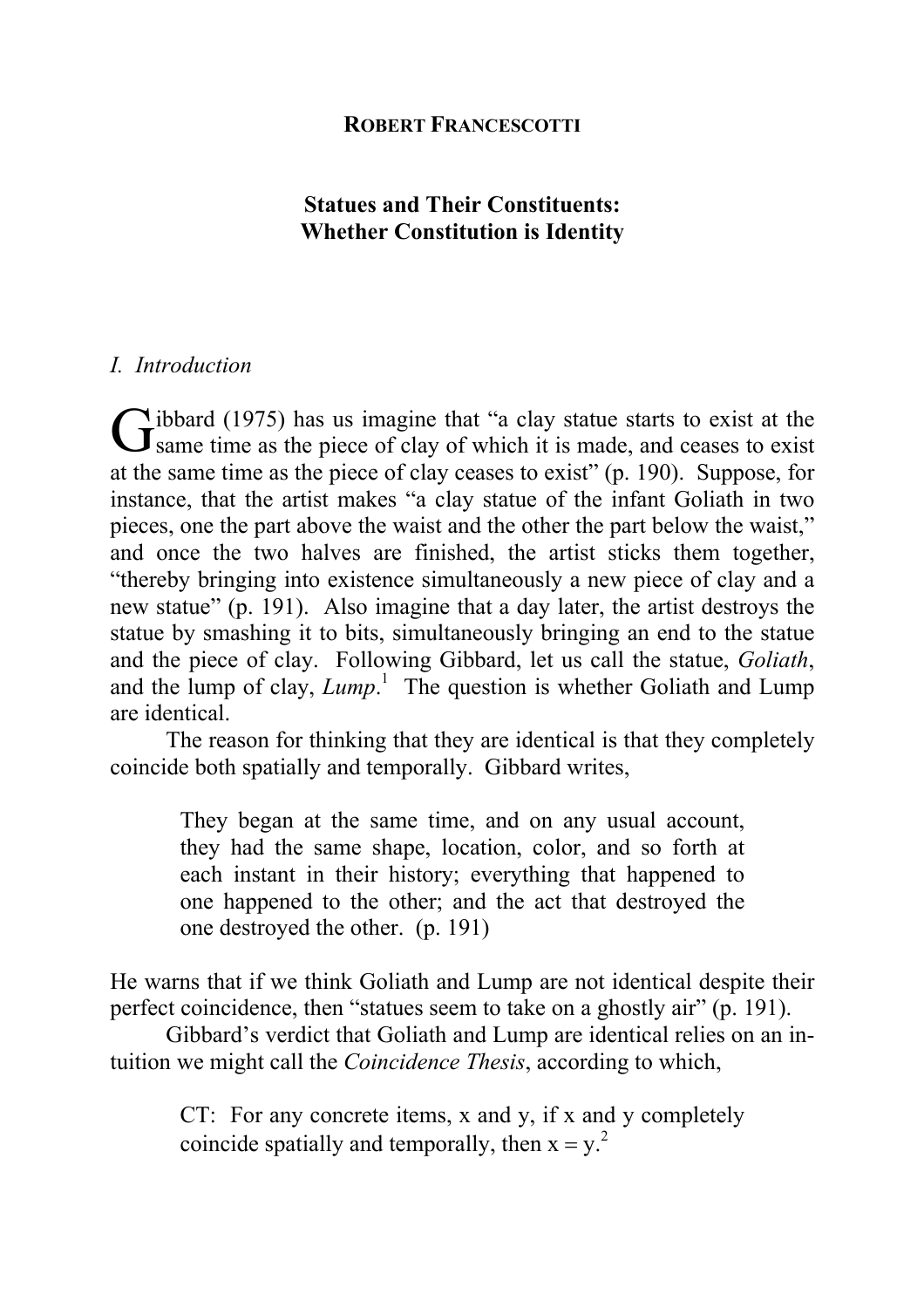**ROBERT FRANCESCOTTI**

# Statues and Their Constituents: Whether Constitution is Identity

## I. Introduction

Gibbard (1975) has us imagine that “a clay statue starts to exist at the same time as the piece of clay of which it is made, and ceases to exist at the same time as the piece of clay ceases to exist” (p. 190). Suppose, for instance, that the artist makes “a clay statue of the infant Goliath in two pieces, one the part above the waist and the other the part below the waist,” and once the two halves are finished, the artist sticks them together, “thereby bringing into existence simultaneously a new piece of clay and a new statue” (p. 191). Also imagine that a day later, the artist destroys the statue by smashing it to bits, simultaneously bringing an end to the statue and the piece of clay. Following Gibbard, let us call the statue, *Goliath*, and the lump of clay, *Lump*.[1] The question is whether Goliath and Lump are identical.

The reason for thinking that they are identical is that they completely coincide both spatially and temporally. Gibbard writes,

> They began at the same time, and on any usual account, they had the same shape, location, color, and so forth at each instant in their history; everything that happened to one happened to the other; and the act that destroyed the one destroyed the other. (p. 191)

He warns that if we think Goliath and Lump are not identical despite their perfect coincidence, then “statues seem to take on a ghostly air” (p. 191).

Gibbard’s verdict that Goliath and Lump are identical relies on an intuition we might call the *Coincidence Thesis*, according to which,

> CT: For any concrete items, x and y, if x and y completely coincide spatially and temporally, then $x = y$.[2]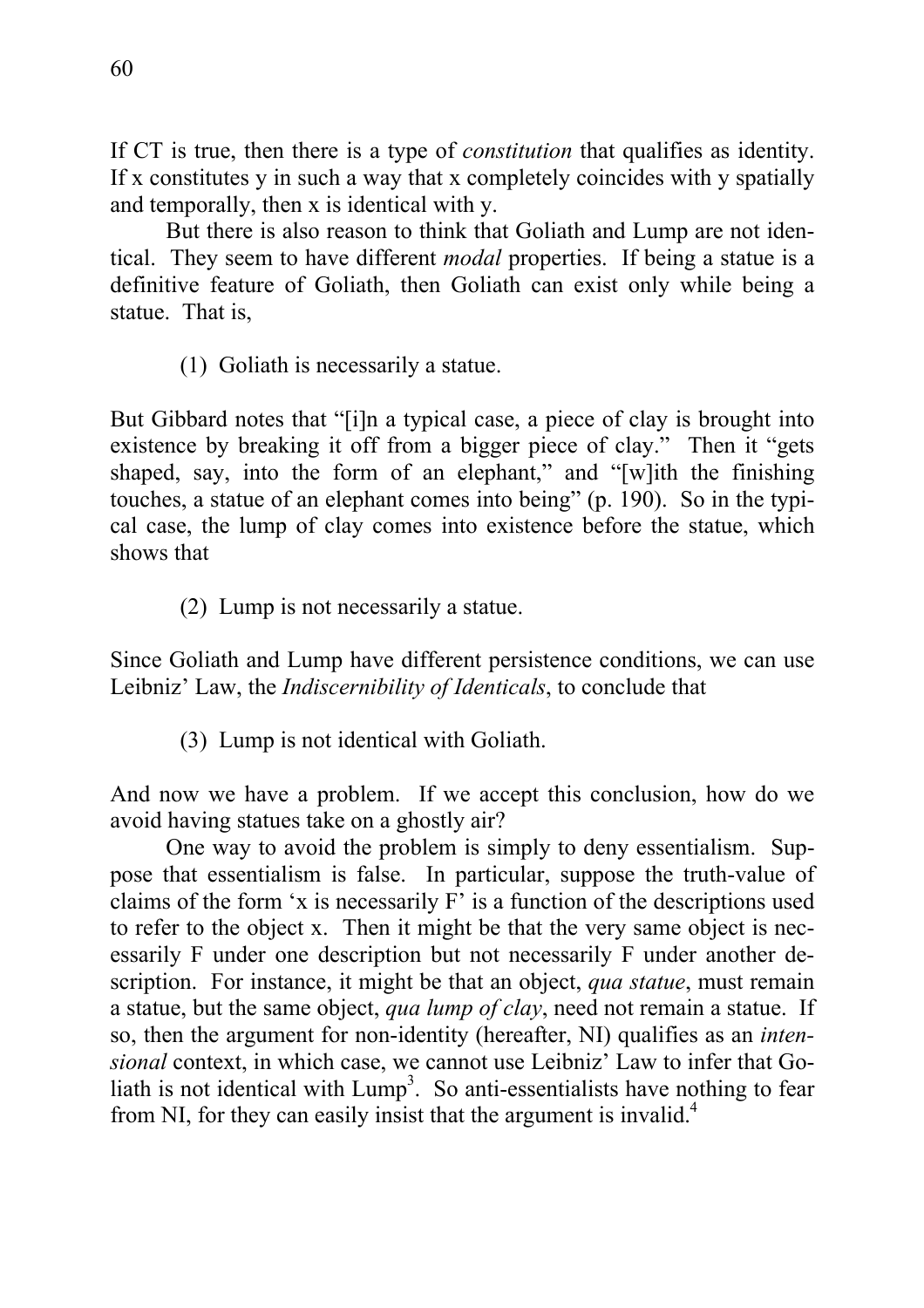If CT is true, then there is a type of *constitution* that qualifies as identity. If x constitutes y in such a way that x completely coincides with y spatially and temporally, then x is identical with y.

But there is also reason to think that Goliath and Lump are not identical. They seem to have different *modal* properties. If being a statue is a definitive feature of Goliath, then Goliath can exist only while being a statue. That is,

(1) Goliath is necessarily a statue.

But Gibbard notes that "[i]n a typical case, a piece of clay is brought into existence by breaking it off from a bigger piece of clay." Then it "gets shaped, say, into the form of an elephant," and "[w]ith the finishing touches, a statue of an elephant comes into being" (p. 190). So in the typical case, the lump of clay comes into existence before the statue, which shows that

(2) Lump is not necessarily a statue.

Since Goliath and Lump have different persistence conditions, we can use Leibniz' Law, the *Indiscernibility of Identicals*, to conclude that

(3) Lump is not identical with Goliath.

And now we have a problem. If we accept this conclusion, how do we avoid having statues take on a ghostly air?

One way to avoid the problem is simply to deny essentialism. Suppose that essentialism is false. In particular, suppose the truth-value of claims of the form 'x is necessarily F' is a function of the descriptions used to refer to the object x. Then it might be that the very same object is necessarily F under one description but not necessarily F under another description. For instance, it might be that an object, *qua statue*, must remain a statue, but the same object, *qua lump of clay*, need not remain a statue. If so, then the argument for non-identity (hereafter, NI) qualifies as an *intensional* context, in which case, we cannot use Leibniz' Law to infer that Goliath is not identical with Lump[3]. So anti-essentialists have nothing to fear from NI, for they can easily insist that the argument is invalid.[4]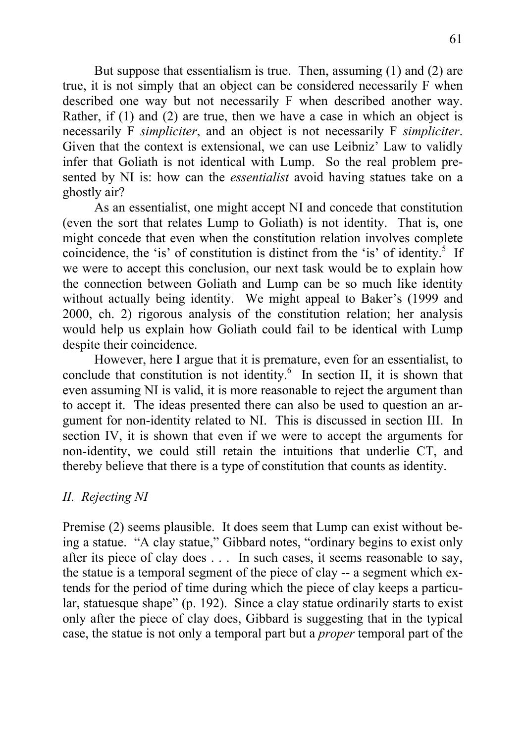But suppose that essentialism is true. Then, assuming (1) and (2) are true, it is not simply that an object can be considered necessarily F when described one way but not necessarily F when described another way. Rather, if (1) and (2) are true, then we have a case in which an object is necessarily F *simpliciter*, and an object is not necessarily F *simpliciter*. Given that the context is extensional, we can use Leibniz' Law to validly infer that Goliath is not identical with Lump. So the real problem presented by NI is: how can the *essentialist* avoid having statues take on a ghostly air?

As an essentialist, one might accept NI and concede that constitution (even the sort that relates Lump to Goliath) is not identity. That is, one might concede that even when the constitution relation involves complete coincidence, the 'is' of constitution is distinct from the 'is' of identity.[5] If we were to accept this conclusion, our next task would be to explain how the connection between Goliath and Lump can be so much like identity without actually being identity. We might appeal to Baker's (1999 and 2000, ch. 2) rigorous analysis of the constitution relation; her analysis would help us explain how Goliath could fail to be identical with Lump despite their coincidence.

However, here I argue that it is premature, even for an essentialist, to conclude that constitution is not identity.[6] In section II, it is shown that even assuming NI is valid, it is more reasonable to reject the argument than to accept it. The ideas presented there can also be used to question an argument for non-identity related to NI. This is discussed in section III. In section IV, it is shown that even if we were to accept the arguments for non-identity, we could still retain the intuitions that underlie CT, and thereby believe that there is a type of constitution that counts as identity.

## *II. Rejecting NI*

Premise (2) seems plausible. It does seem that Lump can exist without being a statue. "A clay statue," Gibbard notes, "ordinary begins to exist only after its piece of clay does . . . In such cases, it seems reasonable to say, the statue is a temporal segment of the piece of clay -- a segment which extends for the period of time during which the piece of clay keeps a particular, statuesque shape" (p. 192). Since a clay statue ordinarily starts to exist only after the piece of clay does, Gibbard is suggesting that in the typical case, the statue is not only a temporal part but a *proper* temporal part of the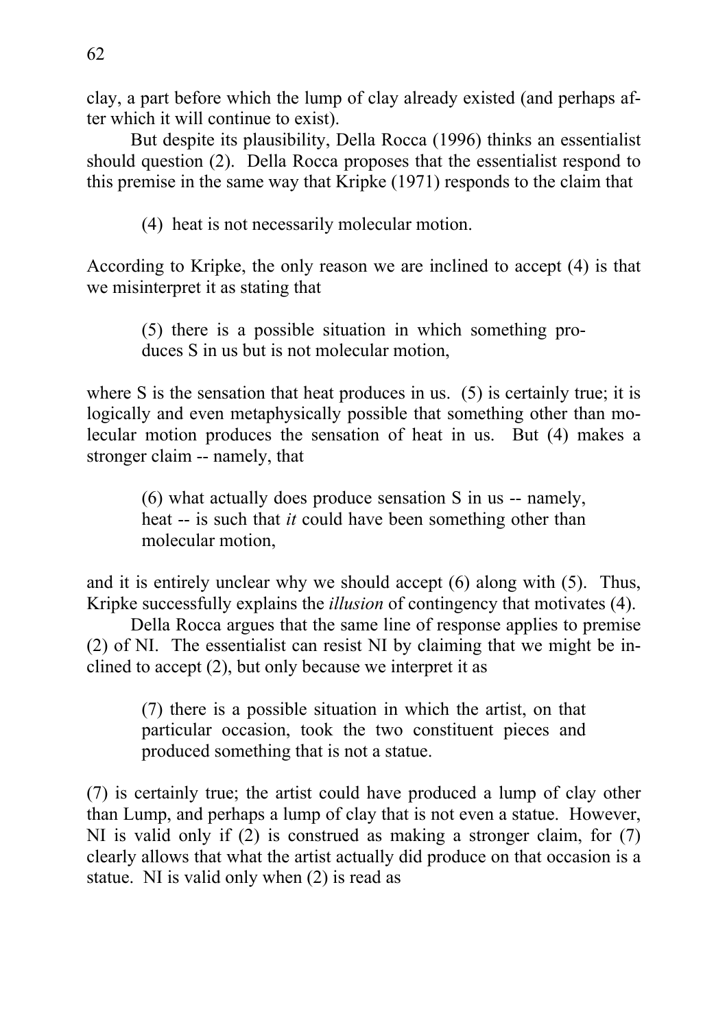clay, a part before which the lump of clay already existed (and perhaps after which it will continue to exist).

But despite its plausibility, Della Rocca (1996) thinks an essentialist should question (2). Della Rocca proposes that the essentialist respond to this premise in the same way that Kripke (1971) responds to the claim that

> (4) heat is not necessarily molecular motion.

According to Kripke, the only reason we are inclined to accept (4) is that we misinterpret it as stating that

> (5) there is a possible situation in which something produces S in us but is not molecular motion,

where S is the sensation that heat produces in us. (5) is certainly true; it is logically and even metaphysically possible that something other than molecular motion produces the sensation of heat in us. But (4) makes a stronger claim -- namely, that

> (6) what actually does produce sensation S in us -- namely, heat -- is such that *it* could have been something other than molecular motion,

and it is entirely unclear why we should accept (6) along with (5). Thus, Kripke successfully explains the *illusion* of contingency that motivates (4).

Della Rocca argues that the same line of response applies to premise (2) of NI. The essentialist can resist NI by claiming that we might be inclined to accept (2), but only because we interpret it as

> (7) there is a possible situation in which the artist, on that particular occasion, took the two constituent pieces and produced something that is not a statue.

(7) is certainly true; the artist could have produced a lump of clay other than Lump, and perhaps a lump of clay that is not even a statue. However, NI is valid only if (2) is construed as making a stronger claim, for (7) clearly allows that what the artist actually did produce on that occasion is a statue. NI is valid only when (2) is read as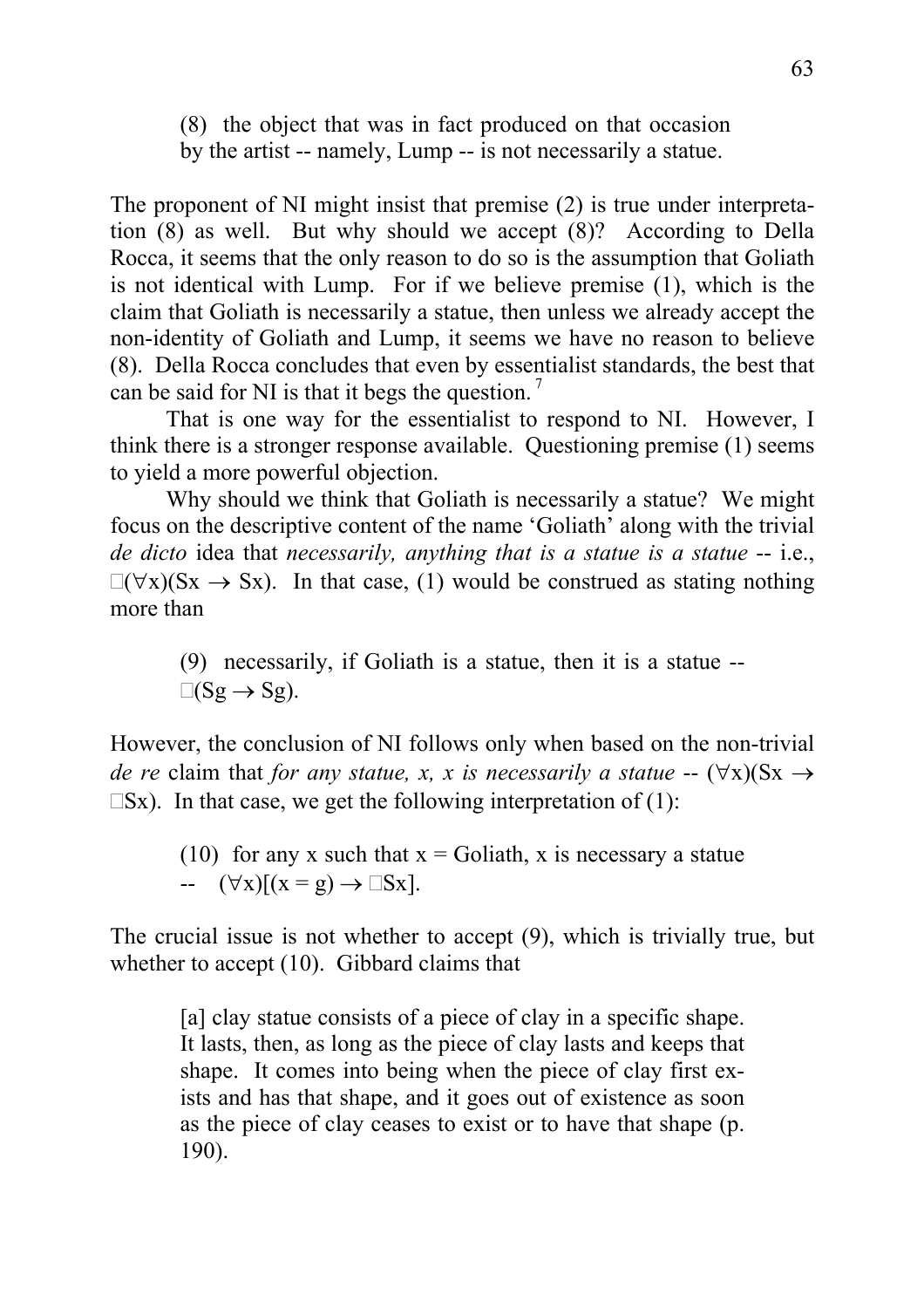(8) the object that was in fact produced on that occasion by the artist -- namely, Lump -- is not necessarily a statue.

The proponent of NI might insist that premise (2) is true under interpretation (8) as well. But why should we accept (8)? According to Della Rocca, it seems that the only reason to do so is the assumption that Goliath is not identical with Lump. For if we believe premise (1), which is the claim that Goliath is necessarily a statue, then unless we already accept the non-identity of Goliath and Lump, it seems we have no reason to believe (8). Della Rocca concludes that even by essentialist standards, the best that can be said for NI is that it begs the question.[7]

That is one way for the essentialist to respond to NI. However, I think there is a stronger response available. Questioning premise (1) seems to yield a more powerful objection.

Why should we think that Goliath is necessarily a statue? We might focus on the descriptive content of the name 'Goliath' along with the trivial *de dicto* idea that *necessarily, anything that is a statue is a statue* -- i.e., $\Box(\forall x)(Sx \rightarrow Sx)$. In that case, (1) would be construed as stating nothing more than

(9) necessarily, if Goliath is a statue, then it is a statue -- $\Box(Sg \rightarrow Sg)$.

However, the conclusion of NI follows only when based on the non-trivial *de re* claim that *for any statue, x, x is necessarily a statue* -- $(\forall x)(Sx \rightarrow \Box Sx)$. In that case, we get the following interpretation of (1):

(10) for any x such that x = Goliath, x is necessary a statue -- $(\forall x)[(x = g) \rightarrow \Box Sx]$.

The crucial issue is not whether to accept (9), which is trivially true, but whether to accept (10). Gibbard claims that

> [a] clay statue consists of a piece of clay in a specific shape. It lasts, then, as long as the piece of clay lasts and keeps that shape. It comes into being when the piece of clay first exists and has that shape, and it goes out of existence as soon as the piece of clay ceases to exist or to have that shape (p. 190).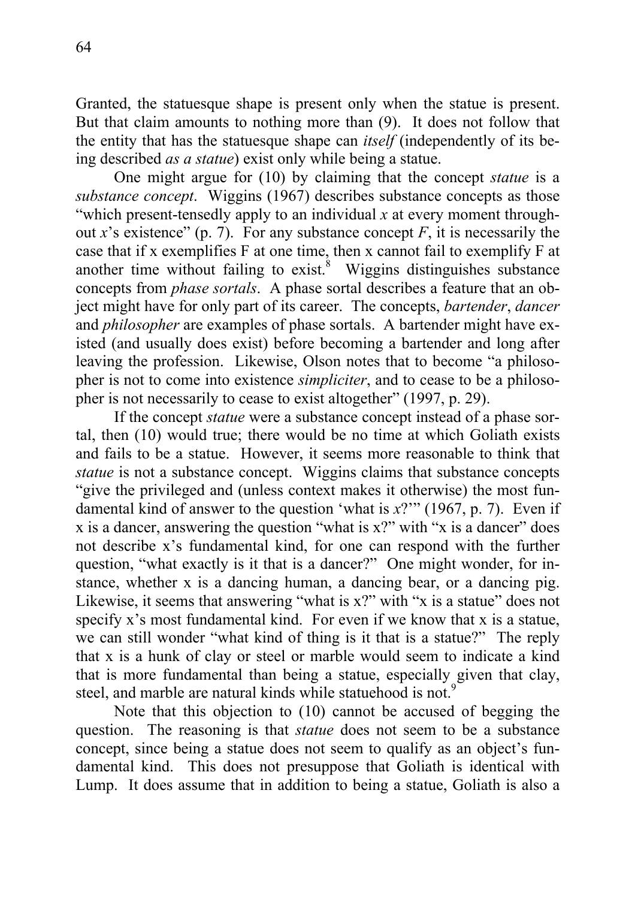Granted, the statuesque shape is present only when the statue is present. But that claim amounts to nothing more than (9). It does not follow that the entity that has the statuesque shape can *itself* (independently of its being described *as a statue*) exist only while being a statue.

One might argue for (10) by claiming that the concept *statue* is a *substance concept*. Wiggins (1967) describes substance concepts as those "which present-tensedly apply to an individual *x* at every moment throughout *x*'s existence" (p. 7). For any substance concept *F*, it is necessarily the case that if x exemplifies F at one time, then x cannot fail to exemplify F at another time without failing to exist.[8] Wiggins distinguishes substance concepts from *phase sortals*. A phase sortal describes a feature that an object might have for only part of its career. The concepts, *bartender*, *dancer* and *philosopher* are examples of phase sortals. A bartender might have existed (and usually does exist) before becoming a bartender and long after leaving the profession. Likewise, Olson notes that to become "a philosopher is not to come into existence *simpliciter*, and to cease to be a philosopher is not necessarily to cease to exist altogether" (1997, p. 29).

If the concept *statue* were a substance concept instead of a phase sortal, then (10) would true; there would be no time at which Goliath exists and fails to be a statue. However, it seems more reasonable to think that *statue* is not a substance concept. Wiggins claims that substance concepts "give the privileged and (unless context makes it otherwise) the most fundamental kind of answer to the question 'what is *x*?'" (1967, p. 7). Even if x is a dancer, answering the question "what is x?" with "x is a dancer" does not describe x's fundamental kind, for one can respond with the further question, "what exactly is it that is a dancer?" One might wonder, for instance, whether x is a dancing human, a dancing bear, or a dancing pig. Likewise, it seems that answering "what is x?" with "x is a statue" does not specify x's most fundamental kind. For even if we know that x is a statue, we can still wonder "what kind of thing is it that is a statue?" The reply that x is a hunk of clay or steel or marble would seem to indicate a kind that is more fundamental than being a statue, especially given that clay, steel, and marble are natural kinds while statuehood is not.[9]

Note that this objection to (10) cannot be accused of begging the question. The reasoning is that *statue* does not seem to be a substance concept, since being a statue does not seem to qualify as an object's fundamental kind. This does not presuppose that Goliath is identical with Lump. It does assume that in addition to being a statue, Goliath is also a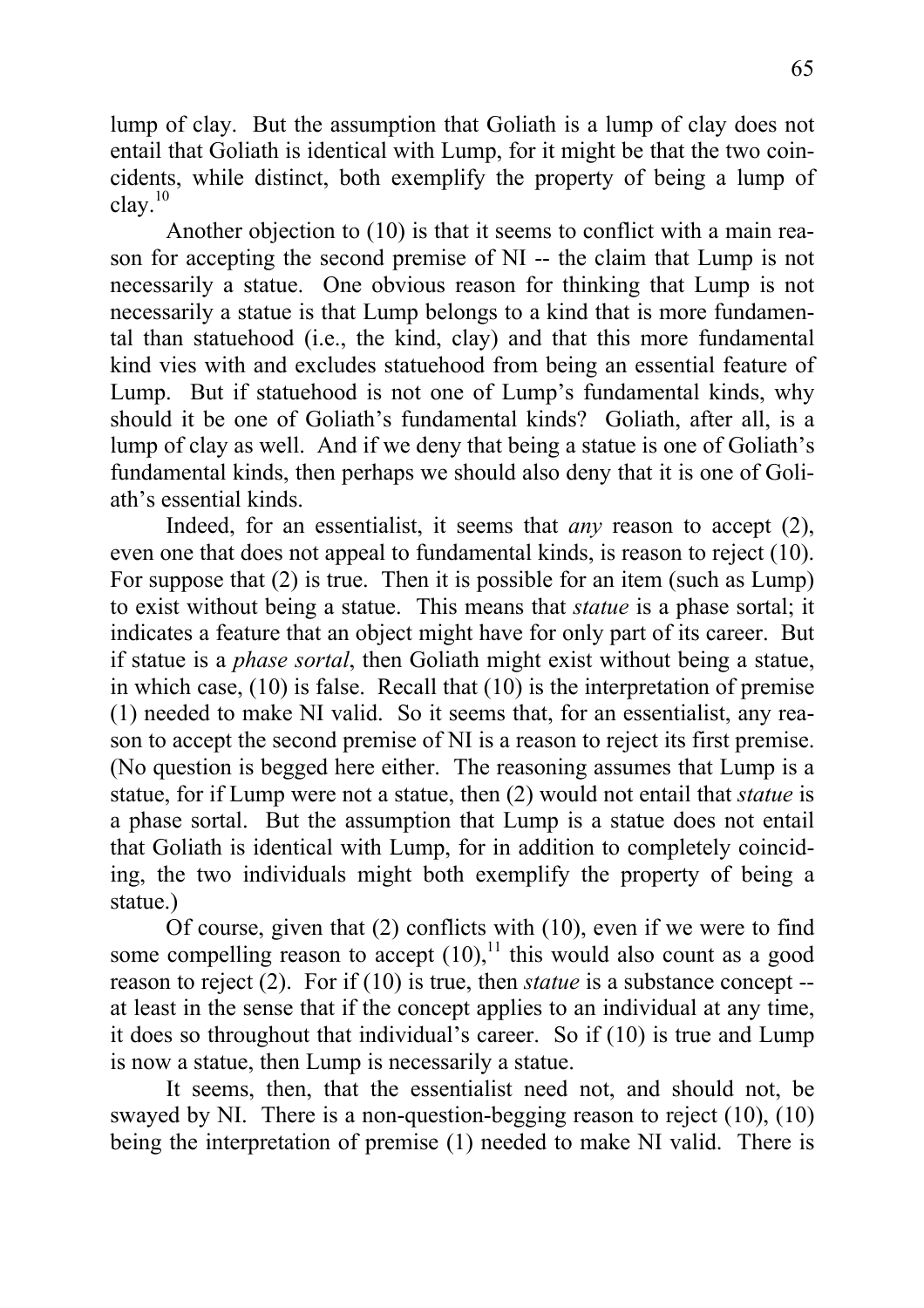lump of clay. But the assumption that Goliath is a lump of clay does not entail that Goliath is identical with Lump, for it might be that the two coincidents, while distinct, both exemplify the property of being a lump of clay.[10]

Another objection to (10) is that it seems to conflict with a main reason for accepting the second premise of NI -- the claim that Lump is not necessarily a statue. One obvious reason for thinking that Lump is not necessarily a statue is that Lump belongs to a kind that is more fundamental than statuehood (i.e., the kind, clay) and that this more fundamental kind vies with and excludes statuehood from being an essential feature of Lump. But if statuehood is not one of Lump's fundamental kinds, why should it be one of Goliath's fundamental kinds? Goliath, after all, is a lump of clay as well. And if we deny that being a statue is one of Goliath's fundamental kinds, then perhaps we should also deny that it is one of Goliath's essential kinds.

Indeed, for an essentialist, it seems that *any* reason to accept (2), even one that does not appeal to fundamental kinds, is reason to reject (10). For suppose that (2) is true. Then it is possible for an item (such as Lump) to exist without being a statue. This means that *statue* is a phase sortal; it indicates a feature that an object might have for only part of its career. But if statue is a *phase sortal*, then Goliath might exist without being a statue, in which case, (10) is false. Recall that (10) is the interpretation of premise (1) needed to make NI valid. So it seems that, for an essentialist, any reason to accept the second premise of NI is a reason to reject its first premise. (No question is begged here either. The reasoning assumes that Lump is a statue, for if Lump were not a statue, then (2) would not entail that *statue* is a phase sortal. But the assumption that Lump is a statue does not entail that Goliath is identical with Lump, for in addition to completely coinciding, the two individuals might both exemplify the property of being a statue.)

Of course, given that (2) conflicts with (10), even if we were to find some compelling reason to accept (10),[11] this would also count as a good reason to reject (2). For if (10) is true, then *statue* is a substance concept -- at least in the sense that if the concept applies to an individual at any time, it does so throughout that individual's career. So if (10) is true and Lump is now a statue, then Lump is necessarily a statue.

It seems, then, that the essentialist need not, and should not, be swayed by NI. There is a non-question-begging reason to reject (10), (10) being the interpretation of premise (1) needed to make NI valid. There is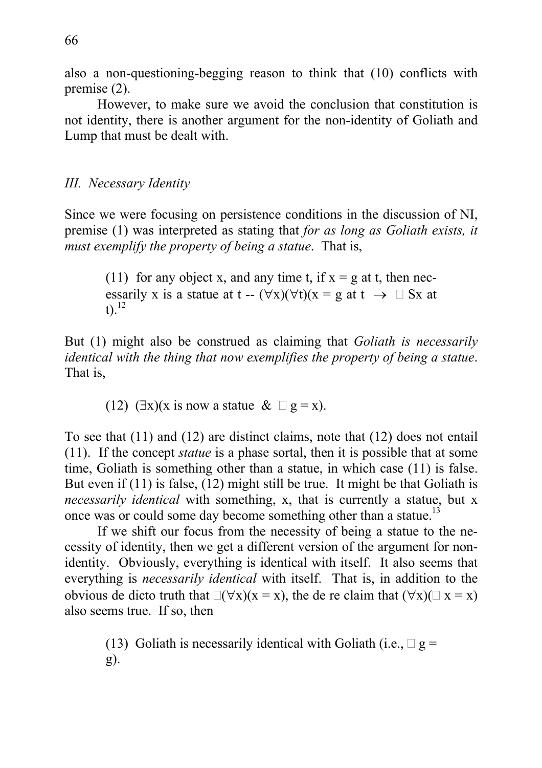also a non-questioning-begging reason to think that (10) conflicts with premise (2).

However, to make sure we avoid the conclusion that constitution is not identity, there is another argument for the non-identity of Goliath and Lump that must be dealt with.

### *III. Necessary Identity*

Since we were focusing on persistence conditions in the discussion of NI, premise (1) was interpreted as stating that *for as long as Goliath exists, it must exemplify the property of being a statue*. That is,

> (11) for any object x, and any time t, if x = g at t, then necessarily x is a statue at t -- $(\forall x)(\forall t)(x = g \text{ at } t \rightarrow \Box Sx \text{ at } t)$.[12]

But (1) might also be construed as claiming that *Goliath is necessarily identical with the thing that now exemplifies the property of being a statue*. That is,

> (12) $(\exists x)(x \text{ is now a statue } \& \Box g = x)$.

To see that (11) and (12) are distinct claims, note that (12) does not entail (11). If the concept *statue* is a phase sortal, then it is possible that at some time, Goliath is something other than a statue, in which case (11) is false. But even if (11) is false, (12) might still be true. It might be that Goliath is *necessarily identical* with something, x, that is currently a statue, but x once was or could some day become something other than a statue.[13]

If we shift our focus from the necessity of being a statue to the necessity of identity, then we get a different version of the argument for non-identity. Obviously, everything is identical with itself. It also seems that everything is *necessarily identical* with itself. That is, in addition to the obvious de dicto truth that $\Box(\forall x)(x = x)$, the de re claim that $(\forall x)(\Box x = x)$ also seems true. If so, then

> (13) Goliath is necessarily identical with Goliath (i.e., $\Box g = g$).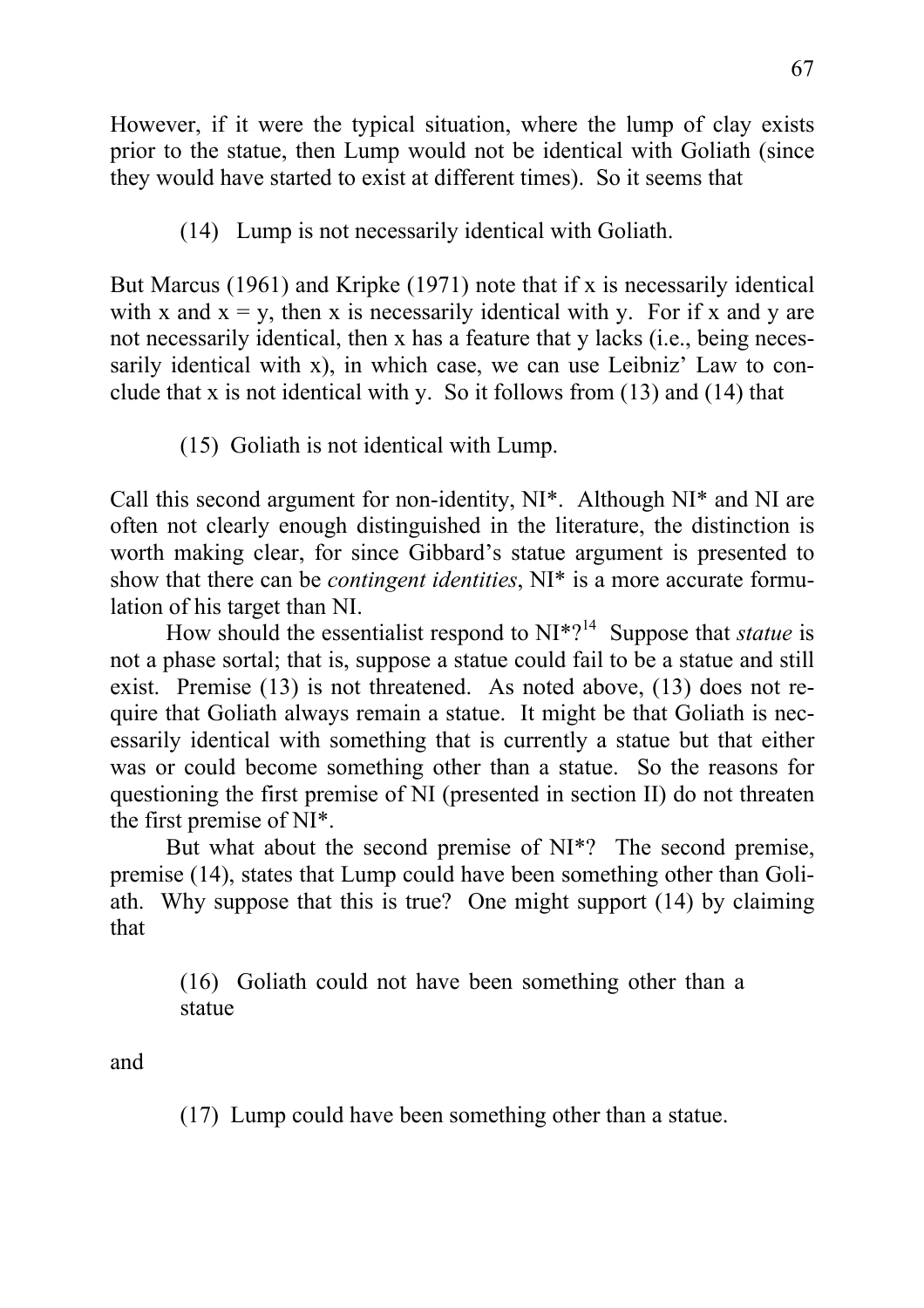However, if it were the typical situation, where the lump of clay exists prior to the statue, then Lump would not be identical with Goliath (since they would have started to exist at different times). So it seems that

> (14) Lump is not necessarily identical with Goliath.

But Marcus (1961) and Kripke (1971) note that if x is necessarily identical with x and $x = y$, then x is necessarily identical with y. For if x and y are not necessarily identical, then x has a feature that y lacks (i.e., being necessarily identical with x), in which case, we can use Leibniz' Law to conclude that x is not identical with y. So it follows from (13) and (14) that

> (15) Goliath is not identical with Lump.

Call this second argument for non-identity, NI*. Although NI* and NI are often not clearly enough distinguished in the literature, the distinction is worth making clear, for since Gibbard's statue argument is presented to show that there can be *contingent identities*, NI* is a more accurate formulation of his target than NI.

How should the essentialist respond to NI*?[14] Suppose that *statue* is not a phase sortal; that is, suppose a statue could fail to be a statue and still exist. Premise (13) is not threatened. As noted above, (13) does not require that Goliath always remain a statue. It might be that Goliath is necessarily identical with something that is currently a statue but that either was or could become something other than a statue. So the reasons for questioning the first premise of NI (presented in section II) do not threaten the first premise of NI*.

But what about the second premise of NI*? The second premise, premise (14), states that Lump could have been something other than Goliath. Why suppose that this is true? One might support (14) by claiming that

> (16) Goliath could not have been something other than a statue

and

> (17) Lump could have been something other than a statue.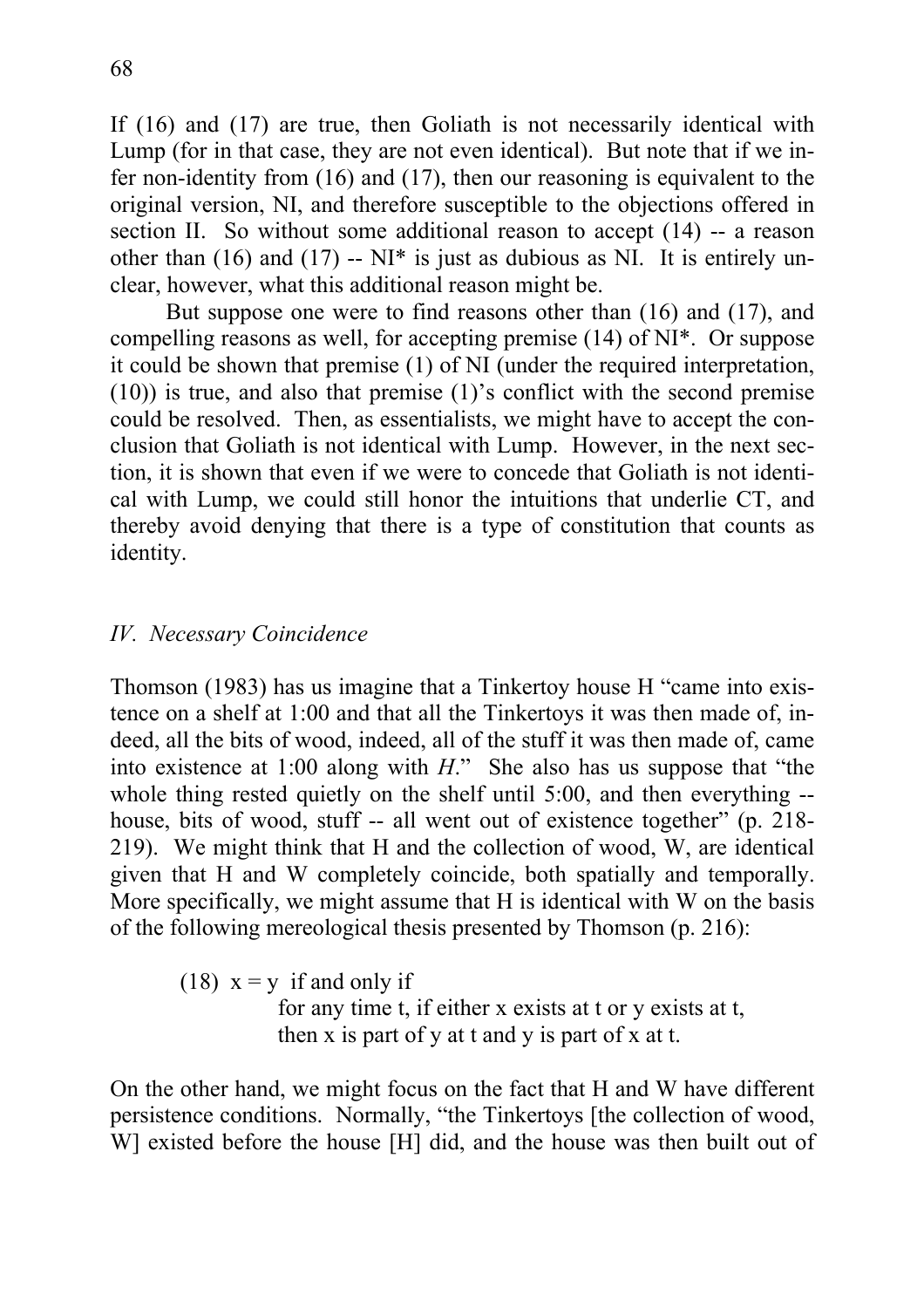If (16) and (17) are true, then Goliath is not necessarily identical with Lump (for in that case, they are not even identical). But note that if we infer non-identity from (16) and (17), then our reasoning is equivalent to the original version, NI, and therefore susceptible to the objections offered in section II. So without some additional reason to accept (14) -- a reason other than (16) and (17) -- NI* is just as dubious as NI. It is entirely unclear, however, what this additional reason might be.

But suppose one were to find reasons other than (16) and (17), and compelling reasons as well, for accepting premise (14) of NI*. Or suppose it could be shown that premise (1) of NI (under the required interpretation, (10)) is true, and also that premise (1)'s conflict with the second premise could be resolved. Then, as essentialists, we might have to accept the conclusion that Goliath is not identical with Lump. However, in the next section, it is shown that even if we were to concede that Goliath is not identical with Lump, we could still honor the intuitions that underlie CT, and thereby avoid denying that there is a type of constitution that counts as identity.

### *IV. Necessary Coincidence*

Thomson (1983) has us imagine that a Tinkertoy house H "came into existence on a shelf at 1:00 and that all the Tinkertoys it was then made of, indeed, all the bits of wood, indeed, all of the stuff it was then made of, came into existence at 1:00 along with *H*." She also has us suppose that "the whole thing rested quietly on the shelf until 5:00, and then everything -- house, bits of wood, stuff -- all went out of existence together" (p. 218-219). We might think that H and the collection of wood, W, are identical given that H and W completely coincide, both spatially and temporally. More specifically, we might assume that H is identical with W on the basis of the following mereological thesis presented by Thomson (p. 216):

> (18) $x = y$ if and only if
> for any time t, if either x exists at t or y exists at t,
> then x is part of y at t and y is part of x at t.

On the other hand, we might focus on the fact that H and W have different persistence conditions. Normally, "the Tinkertoys [the collection of wood, W] existed before the house [H] did, and the house was then built out of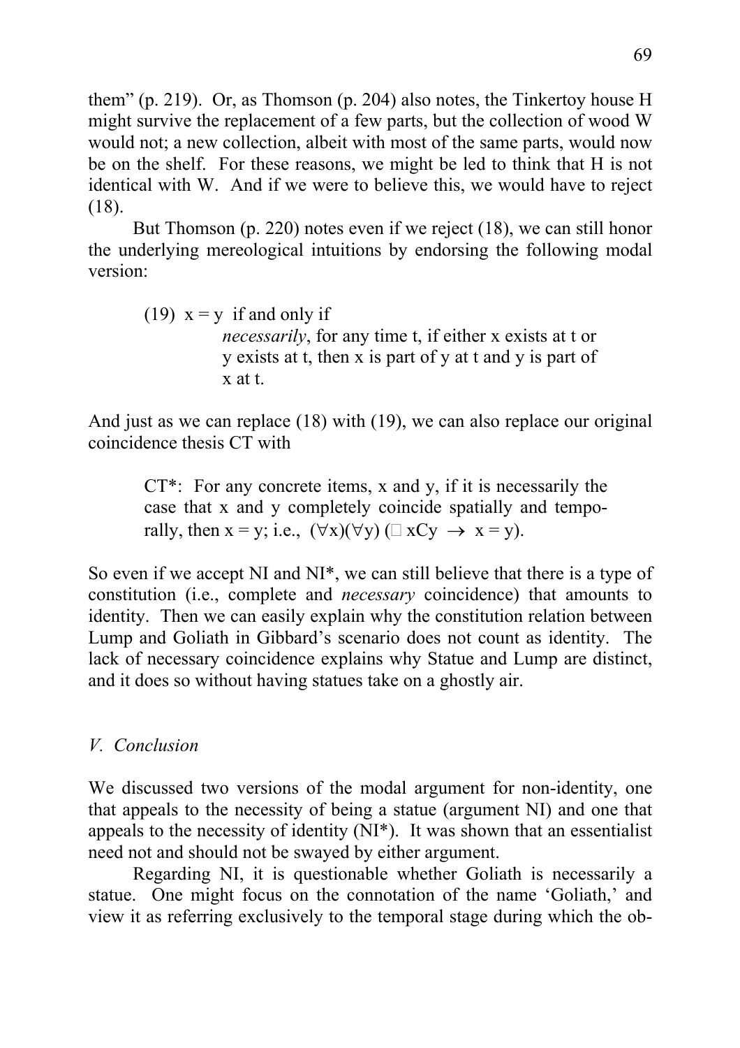them" (p. 219). Or, as Thomson (p. 204) also notes, the Tinkertoy house H might survive the replacement of a few parts, but the collection of wood W would not; a new collection, albeit with most of the same parts, would now be on the shelf. For these reasons, we might be led to think that H is not identical with W. And if we were to believe this, we would have to reject (18).

But Thomson (p. 220) notes even if we reject (18), we can still honor the underlying mereological intuitions by endorsing the following modal version:

> (19) x = y if and only if
> *necessarily*, for any time t, if either x exists at t or y exists at t, then x is part of y at t and y is part of x at t.

And just as we can replace (18) with (19), we can also replace our original coincidence thesis CT with

> CT*: For any concrete items, x and y, if it is necessarily the case that x and y completely coincide spatially and temporally, then x = y; i.e., $(\forall x)(\forall y)(\Box\, xCy \rightarrow x = y)$.

So even if we accept NI and NI*, we can still believe that there is a type of constitution (i.e., complete and *necessary* coincidence) that amounts to identity. Then we can easily explain why the constitution relation between Lump and Goliath in Gibbard's scenario does not count as identity. The lack of necessary coincidence explains why Statue and Lump are distinct, and it does so without having statues take on a ghostly air.

## *V. Conclusion*

We discussed two versions of the modal argument for non-identity, one that appeals to the necessity of being a statue (argument NI) and one that appeals to the necessity of identity (NI*). It was shown that an essentialist need not and should not be swayed by either argument.

Regarding NI, it is questionable whether Goliath is necessarily a statue. One might focus on the connotation of the name 'Goliath,' and view it as referring exclusively to the temporal stage during which the ob-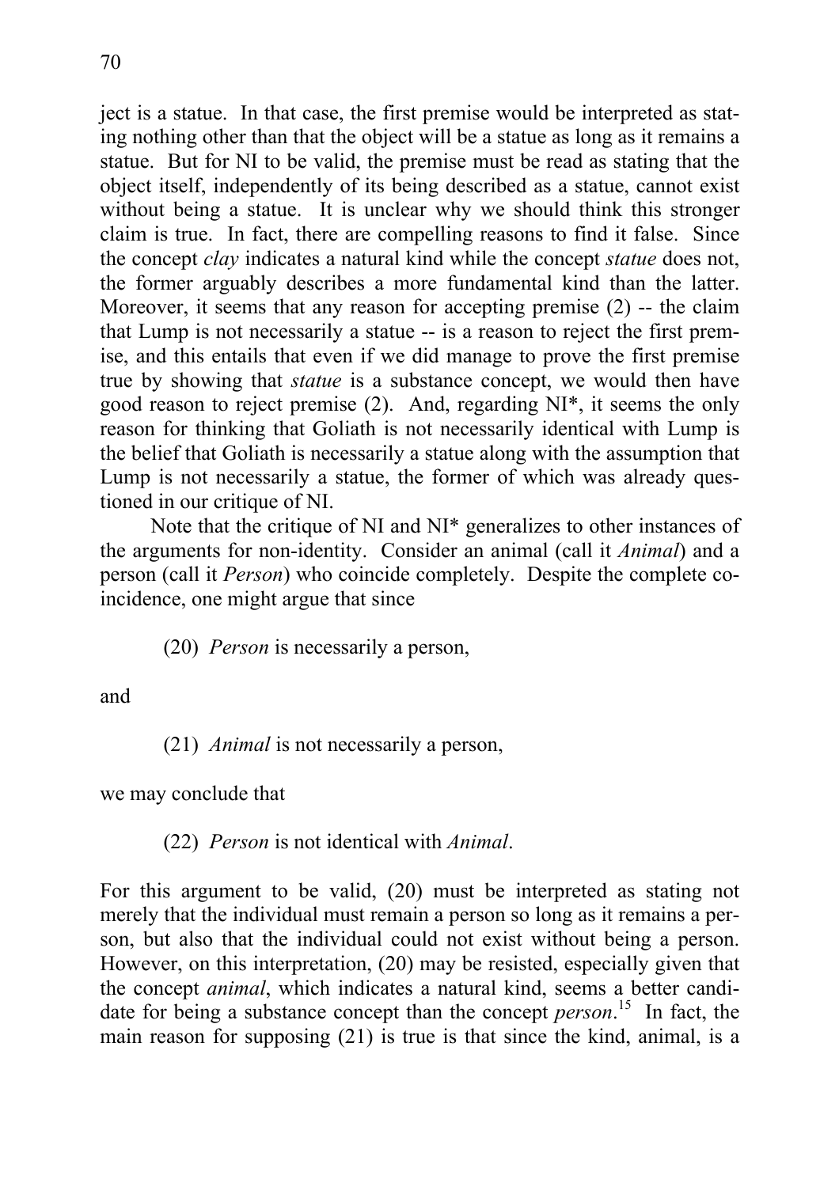ject is a statue. In that case, the first premise would be interpreted as stating nothing other than that the object will be a statue as long as it remains a statue. But for NI to be valid, the premise must be read as stating that the object itself, independently of its being described as a statue, cannot exist without being a statue. It is unclear why we should think this stronger claim is true. In fact, there are compelling reasons to find it false. Since the concept *clay* indicates a natural kind while the concept *statue* does not, the former arguably describes a more fundamental kind than the latter. Moreover, it seems that any reason for accepting premise (2) -- the claim that Lump is not necessarily a statue -- is a reason to reject the first premise, and this entails that even if we did manage to prove the first premise true by showing that *statue* is a substance concept, we would then have good reason to reject premise (2). And, regarding NI*, it seems the only reason for thinking that Goliath is not necessarily identical with Lump is the belief that Goliath is necessarily a statue along with the assumption that Lump is not necessarily a statue, the former of which was already questioned in our critique of NI.

Note that the critique of NI and NI* generalizes to other instances of the arguments for non-identity. Consider an animal (call it *Animal*) and a person (call it *Person*) who coincide completely. Despite the complete coincidence, one might argue that since

> (20) *Person* is necessarily a person,

and

> (21) *Animal* is not necessarily a person,

we may conclude that

> (22) *Person* is not identical with *Animal*.

For this argument to be valid, (20) must be interpreted as stating not merely that the individual must remain a person so long as it remains a person, but also that the individual could not exist without being a person. However, on this interpretation, (20) may be resisted, especially given that the concept *animal*, which indicates a natural kind, seems a better candidate for being a substance concept than the concept *person*.[15] In fact, the main reason for supposing (21) is true is that since the kind, animal, is a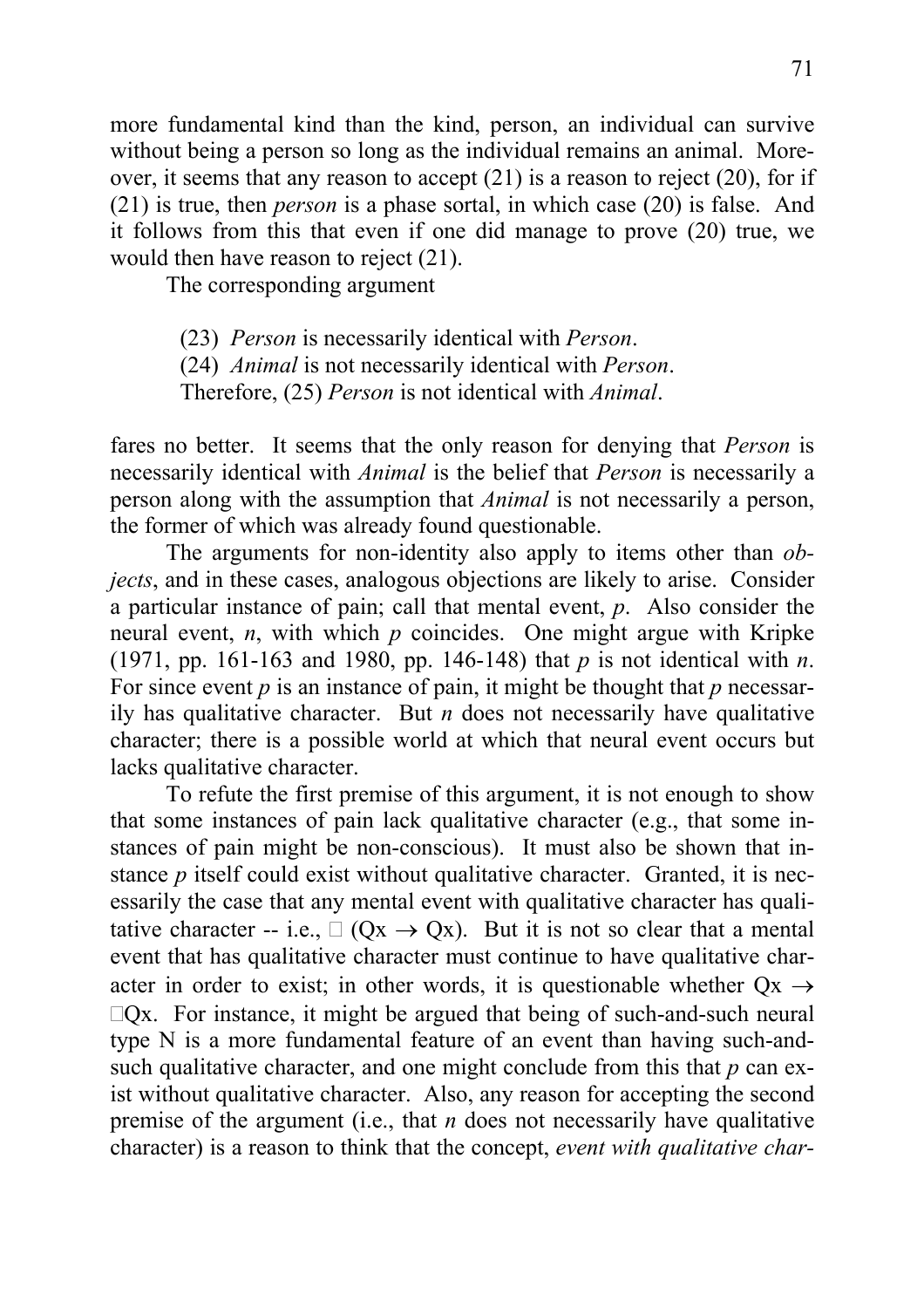more fundamental kind than the kind, person, an individual can survive without being a person so long as the individual remains an animal. Moreover, it seems that any reason to accept (21) is a reason to reject (20), for if (21) is true, then *person* is a phase sortal, in which case (20) is false. And it follows from this that even if one did manage to prove (20) true, we would then have reason to reject (21).

The corresponding argument

> (23) *Person* is necessarily identical with *Person*.
> (24) *Animal* is not necessarily identical with *Person*.
> Therefore, (25) *Person* is not identical with *Animal*.

fares no better. It seems that the only reason for denying that *Person* is necessarily identical with *Animal* is the belief that *Person* is necessarily a person along with the assumption that *Animal* is not necessarily a person, the former of which was already found questionable.

The arguments for non-identity also apply to items other than *objects*, and in these cases, analogous objections are likely to arise. Consider a particular instance of pain; call that mental event, *p*. Also consider the neural event, *n*, with which *p* coincides. One might argue with Kripke (1971, pp. 161-163 and 1980, pp. 146-148) that *p* is not identical with *n*. For since event *p* is an instance of pain, it might be thought that *p* necessarily has qualitative character. But *n* does not necessarily have qualitative character; there is a possible world at which that neural event occurs but lacks qualitative character.

To refute the first premise of this argument, it is not enough to show that some instances of pain lack qualitative character (e.g., that some instances of pain might be non-conscious). It must also be shown that instance *p* itself could exist without qualitative character. Granted, it is necessarily the case that any mental event with qualitative character has qualitative character -- i.e., $\Box\,(Qx \rightarrow Qx)$. But it is not so clear that a mental event that has qualitative character must continue to have qualitative character in order to exist; in other words, it is questionable whether $Qx \rightarrow \Box Qx$. For instance, it might be argued that being of such-and-such neural type N is a more fundamental feature of an event than having such-and-such qualitative character, and one might conclude from this that *p* can exist without qualitative character. Also, any reason for accepting the second premise of the argument (i.e., that *n* does not necessarily have qualitative character) is a reason to think that the concept, *event with qualitative char-*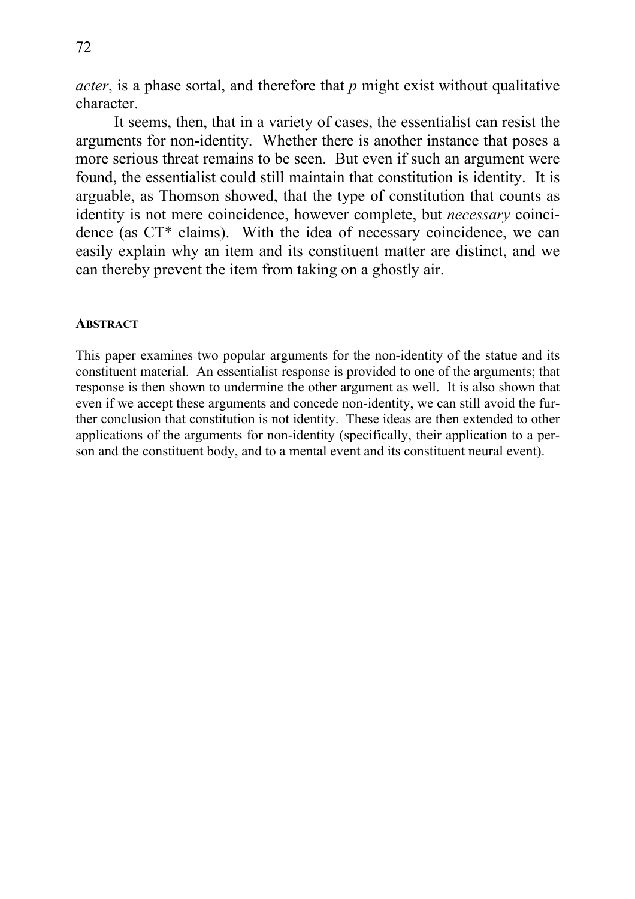*acter*, is a phase sortal, and therefore that *p* might exist without qualitative character.

It seems, then, that in a variety of cases, the essentialist can resist the arguments for non-identity. Whether there is another instance that poses a more serious threat remains to be seen. But even if such an argument were found, the essentialist could still maintain that constitution is identity. It is arguable, as Thomson showed, that the type of constitution that counts as identity is not mere coincidence, however complete, but *necessary* coincidence (as CT* claims). With the idea of necessary coincidence, we can easily explain why an item and its constituent matter are distinct, and we can thereby prevent the item from taking on a ghostly air.

#### ABSTRACT

This paper examines two popular arguments for the non-identity of the statue and its constituent material. An essentialist response is provided to one of the arguments; that response is then shown to undermine the other argument as well. It is also shown that even if we accept these arguments and concede non-identity, we can still avoid the further conclusion that constitution is not identity. These ideas are then extended to other applications of the arguments for non-identity (specifically, their application to a person and the constituent body, and to a mental event and its constituent neural event).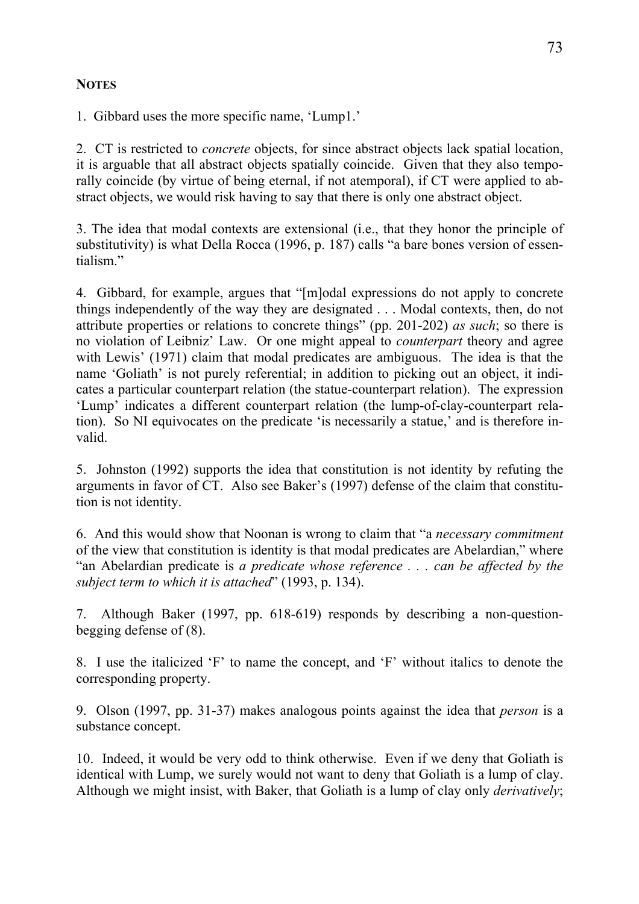**NOTES**

1. Gibbard uses the more specific name, 'Lump1.'

2. CT is restricted to *concrete* objects, for since abstract objects lack spatial location, it is arguable that all abstract objects spatially coincide. Given that they also temporally coincide (by virtue of being eternal, if not atemporal), if CT were applied to abstract objects, we would risk having to say that there is only one abstract object.

3. The idea that modal contexts are extensional (i.e., that they honor the principle of substitutivity) is what Della Rocca (1996, p. 187) calls "a bare bones version of essentialism."

4. Gibbard, for example, argues that "[m]odal expressions do not apply to concrete things independently of the way they are designated . . . Modal contexts, then, do not attribute properties or relations to concrete things" (pp. 201-202) *as such*; so there is no violation of Leibniz' Law. Or one might appeal to *counterpart* theory and agree with Lewis' (1971) claim that modal predicates are ambiguous. The idea is that the name 'Goliath' is not purely referential; in addition to picking out an object, it indicates a particular counterpart relation (the statue-counterpart relation). The expression 'Lump' indicates a different counterpart relation (the lump-of-clay-counterpart relation). So NI equivocates on the predicate 'is necessarily a statue,' and is therefore invalid.

5. Johnston (1992) supports the idea that constitution is not identity by refuting the arguments in favor of CT. Also see Baker's (1997) defense of the claim that constitution is not identity.

6. And this would show that Noonan is wrong to claim that "a *necessary commitment* of the view that constitution is identity is that modal predicates are Abelardian," where "an Abelardian predicate is *a predicate whose reference . . . can be affected by the subject term to which it is attached*" (1993, p. 134).

7. Although Baker (1997, pp. 618-619) responds by describing a non-question-begging defense of (8).

8. I use the italicized '*F*' to name the concept, and 'F' without italics to denote the corresponding property.

9. Olson (1997, pp. 31-37) makes analogous points against the idea that *person* is a substance concept.

10. Indeed, it would be very odd to think otherwise. Even if we deny that Goliath is identical with Lump, we surely would not want to deny that Goliath is a lump of clay. Although we might insist, with Baker, that Goliath is a lump of clay only *derivatively*;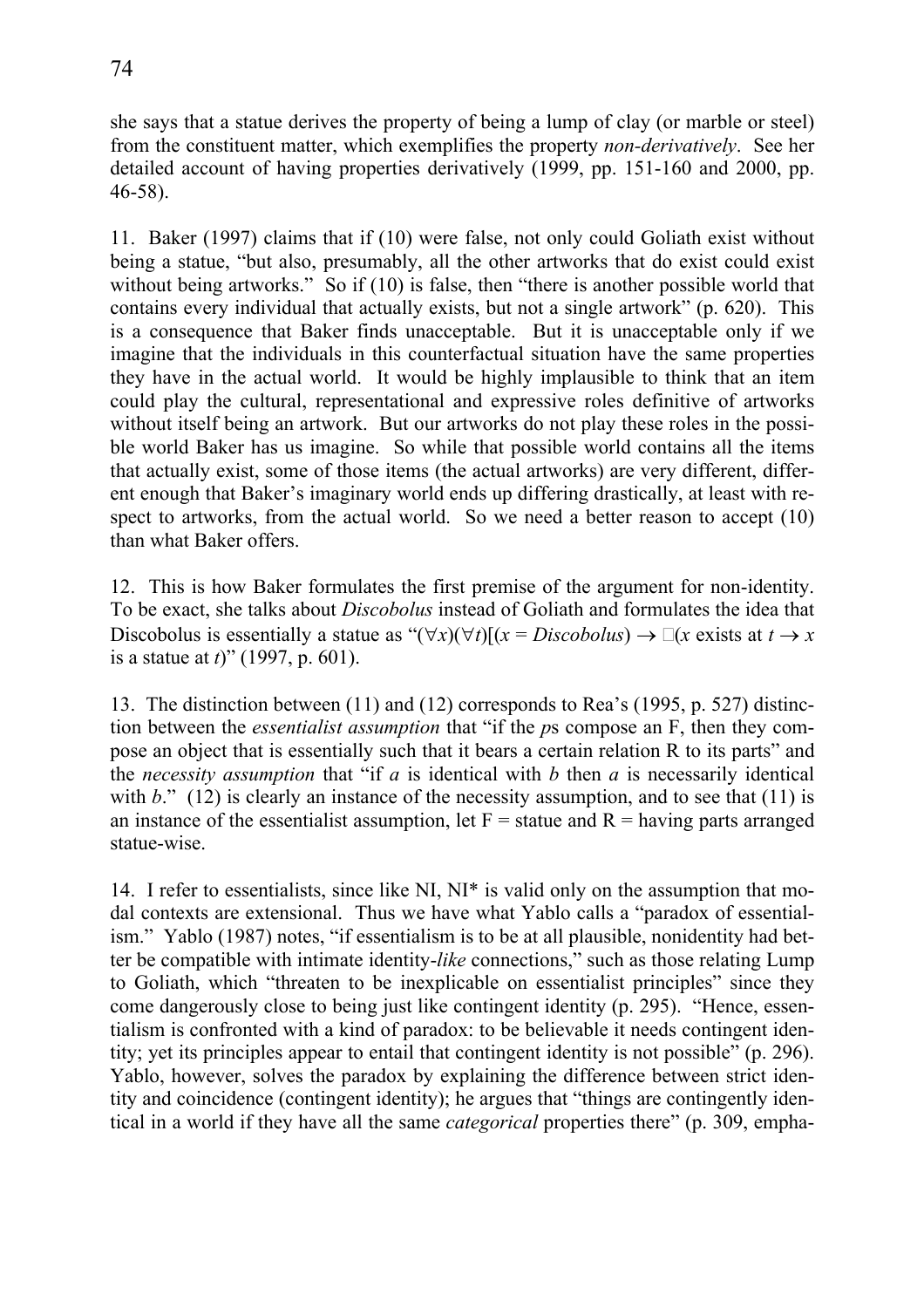she says that a statue derives the property of being a lump of clay (or marble or steel) from the constituent matter, which exemplifies the property *non-derivatively*. See her detailed account of having properties derivatively (1999, pp. 151-160 and 2000, pp. 46-58).

11. Baker (1997) claims that if (10) were false, not only could Goliath exist without being a statue, "but also, presumably, all the other artworks that do exist could exist without being artworks." So if (10) is false, then "there is another possible world that contains every individual that actually exists, but not a single artwork" (p. 620). This is a consequence that Baker finds unacceptable. But it is unacceptable only if we imagine that the individuals in this counterfactual situation have the same properties they have in the actual world. It would be highly implausible to think that an item could play the cultural, representational and expressive roles definitive of artworks without itself being an artwork. But our artworks do not play these roles in the possible world Baker has us imagine. So while that possible world contains all the items that actually exist, some of those items (the actual artworks) are very different, different enough that Baker's imaginary world ends up differing drastically, at least with respect to artworks, from the actual world. So we need a better reason to accept (10) than what Baker offers.

12. This is how Baker formulates the first premise of the argument for non-identity. To be exact, she talks about *Discobolus* instead of Goliath and formulates the idea that Discobolus is essentially a statue as "$(\forall x)(\forall t)[(x = \textit{Discobolus}) \rightarrow \Box(x \text{ exists at } t \rightarrow x \text{ is a statue at } t)$" (1997, p. 601).

13. The distinction between (11) and (12) corresponds to Rea's (1995, p. 527) distinction between the *essentialist assumption* that "if the *p*s compose an F, then they compose an object that is essentially such that it bears a certain relation R to its parts" and the *necessity assumption* that "if *a* is identical with *b* then *a* is necessarily identical with *b*." (12) is clearly an instance of the necessity assumption, and to see that (11) is an instance of the essentialist assumption, let F = statue and R = having parts arranged statue-wise.

14. I refer to essentialists, since like NI, NI* is valid only on the assumption that modal contexts are extensional. Thus we have what Yablo calls a "paradox of essentialism." Yablo (1987) notes, "if essentialism is to be at all plausible, nonidentity had better be compatible with intimate identity-*like* connections," such as those relating Lump to Goliath, which "threaten to be inexplicable on essentialist principles" since they come dangerously close to being just like contingent identity (p. 295). "Hence, essentialism is confronted with a kind of paradox: to be believable it needs contingent identity; yet its principles appear to entail that contingent identity is not possible" (p. 296). Yablo, however, solves the paradox by explaining the difference between strict identity and coincidence (contingent identity); he argues that "things are contingently identical in a world if they have all the same *categorical* properties there" (p. 309, empha-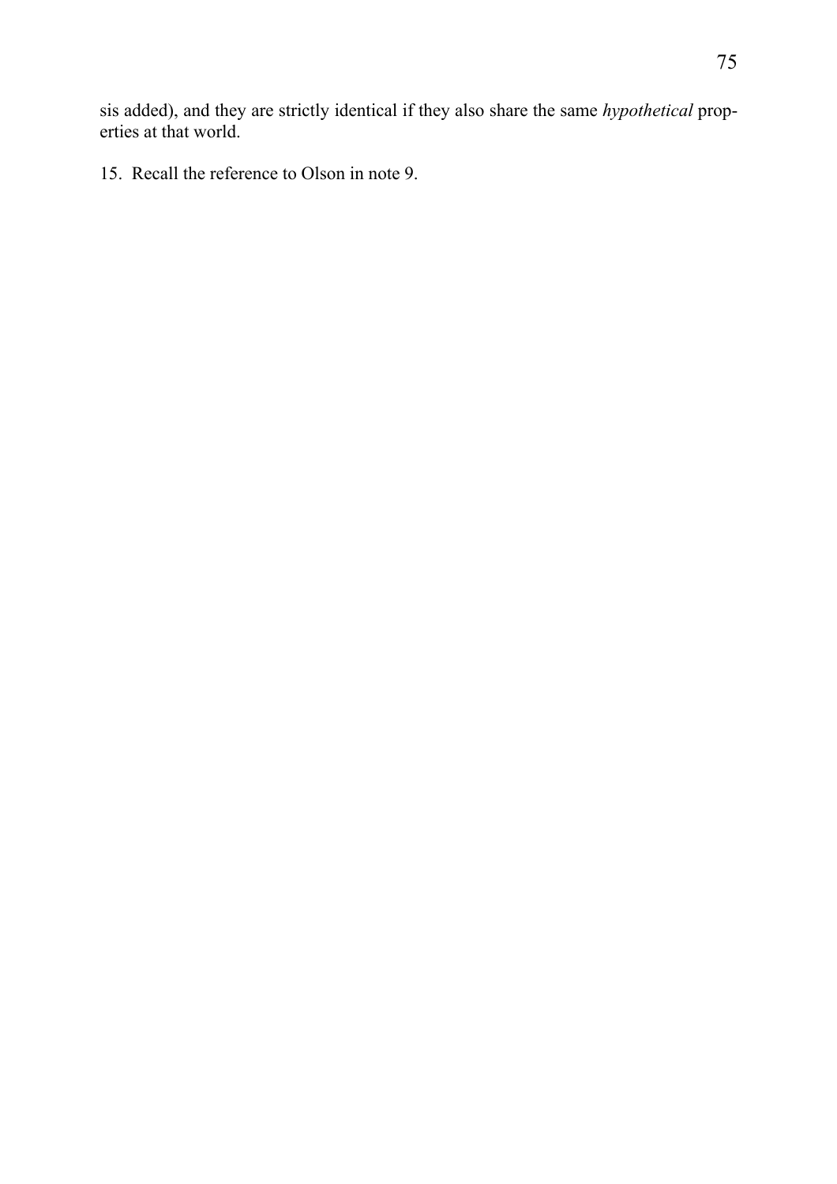sis added), and they are strictly identical if they also share the same *hypothetical* properties at that world.

15. Recall the reference to Olson in note 9.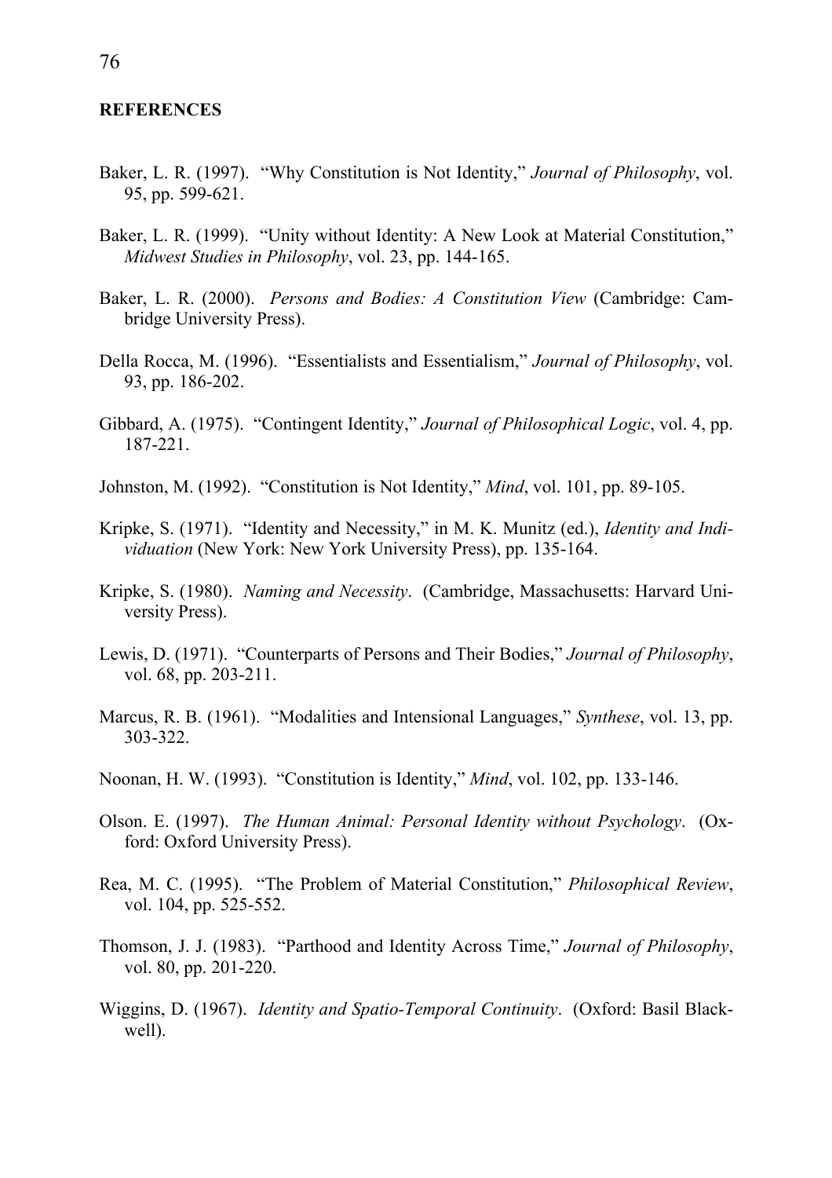## REFERENCES

Baker, L. R. (1997). "Why Constitution is Not Identity," *Journal of Philosophy*, vol. 95, pp. 599-621.

Baker, L. R. (1999). "Unity without Identity: A New Look at Material Constitution," *Midwest Studies in Philosophy*, vol. 23, pp. 144-165.

Baker, L. R. (2000). *Persons and Bodies: A Constitution View* (Cambridge: Cambridge University Press).

Della Rocca, M. (1996). "Essentialists and Essentialism," *Journal of Philosophy*, vol. 93, pp. 186-202.

Gibbard, A. (1975). "Contingent Identity," *Journal of Philosophical Logic*, vol. 4, pp. 187-221.

Johnston, M. (1992). "Constitution is Not Identity," *Mind*, vol. 101, pp. 89-105.

Kripke, S. (1971). "Identity and Necessity," in M. K. Munitz (ed.), *Identity and Individuation* (New York: New York University Press), pp. 135-164.

Kripke, S. (1980). *Naming and Necessity*. (Cambridge, Massachusetts: Harvard University Press).

Lewis, D. (1971). "Counterparts of Persons and Their Bodies," *Journal of Philosophy*, vol. 68, pp. 203-211.

Marcus, R. B. (1961). "Modalities and Intensional Languages," *Synthese*, vol. 13, pp. 303-322.

Noonan, H. W. (1993). "Constitution is Identity," *Mind*, vol. 102, pp. 133-146.

Olson. E. (1997). *The Human Animal: Personal Identity without Psychology*. (Oxford: Oxford University Press).

Rea, M. C. (1995). "The Problem of Material Constitution," *Philosophical Review*, vol. 104, pp. 525-552.

Thomson, J. J. (1983). "Parthood and Identity Across Time," *Journal of Philosophy*, vol. 80, pp. 201-220.

Wiggins, D. (1967). *Identity and Spatio-Temporal Continuity*. (Oxford: Basil Blackwell).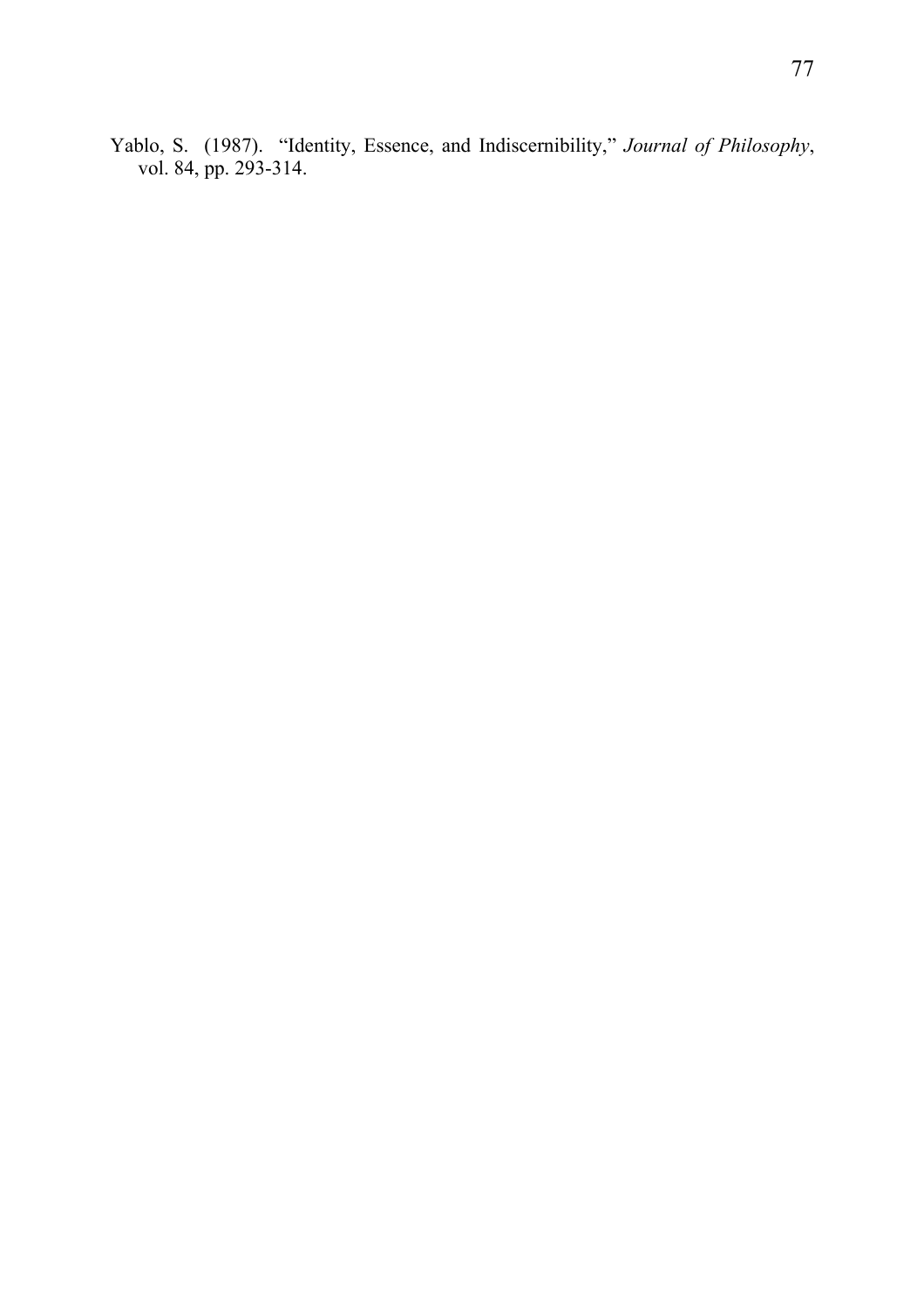Yablo, S. (1987). "Identity, Essence, and Indiscernibility," *Journal of Philosophy*, vol. 84, pp. 293-314.